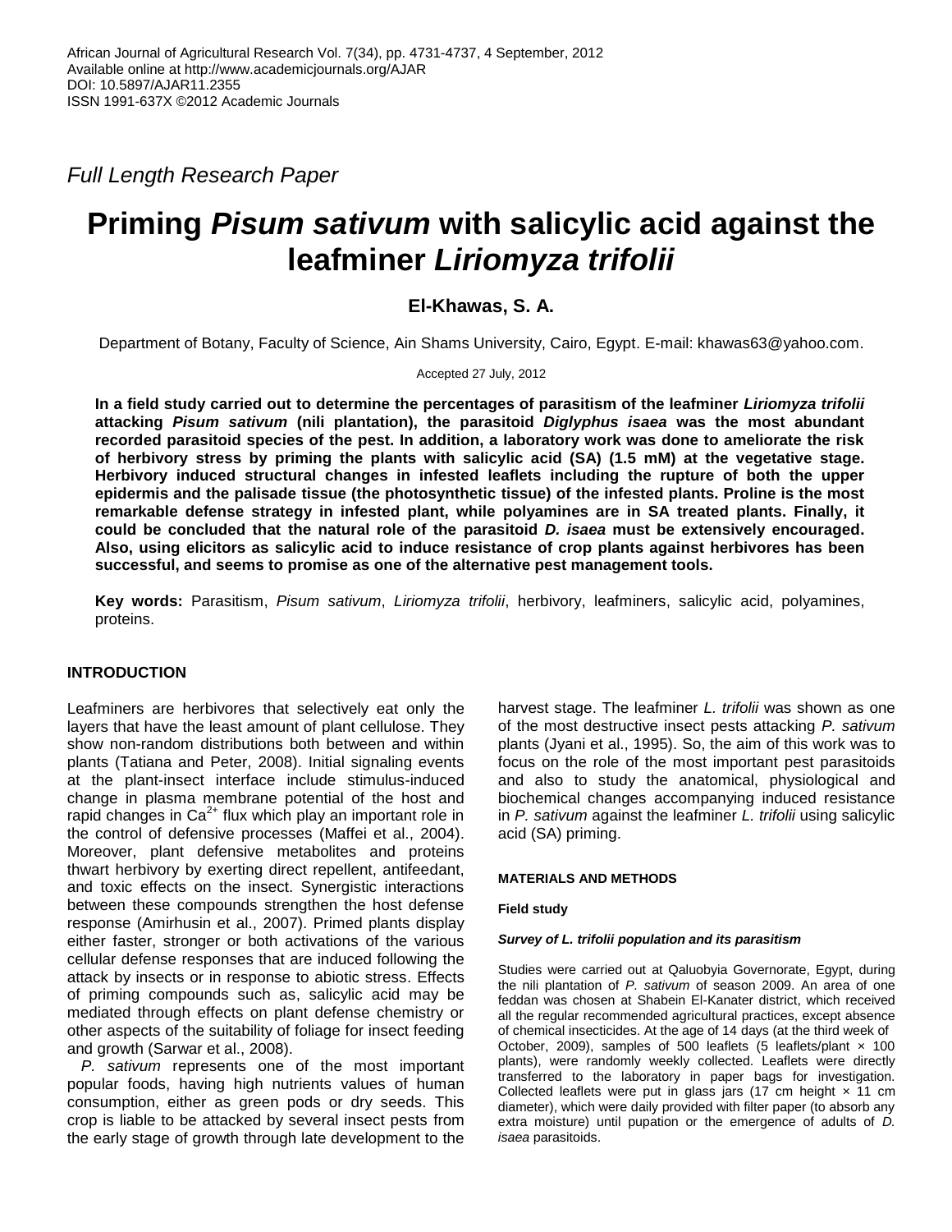Full Length Research Paper

# Priming *Pisum sativum* with salicylic acid against the leafminer *Liriomyza trifolii*

**El-Khawas, S. A.**

Department of Botany, Faculty of Science, Ain Shams University, Cairo, Egypt. E-mail: khawas63@yahoo.com.

Accepted 27 July, 2012

**In a field study carried out to determine the percentages of parasitism of the leafminer *Liriomyza trifolii* attacking *Pisum sativum* (nili plantation), the parasitoid *Diglyphus isaea* was the most abundant recorded parasitoid species of the pest. In addition, a laboratory work was done to ameliorate the risk of herbivory stress by priming the plants with salicylic acid (SA) (1.5 mM) at the vegetative stage. Herbivory induced structural changes in infested leaflets including the rupture of both the upper epidermis and the palisade tissue (the photosynthetic tissue) of the infested plants. Proline is the most remarkable defense strategy in infested plant, while polyamines are in SA treated plants. Finally, it could be concluded that the natural role of the parasitoid *D. isaea* must be extensively encouraged. Also, using elicitors as salicylic acid to induce resistance of crop plants against herbivores has been successful, and seems to promise as one of the alternative pest management tools.**

**Key words:** Parasitism, *Pisum sativum*, *Liriomyza trifolii*, herbivory, leafminers, salicylic acid, polyamines, proteins.

## INTRODUCTION

Leafminers are herbivores that selectively eat only the layers that have the least amount of plant cellulose. They show non-random distributions both between and within plants (Tatiana and Peter, 2008). Initial signaling events at the plant-insect interface include stimulus-induced change in plasma membrane potential of the host and rapid changes in $Ca^{2+}$ flux which play an important role in the control of defensive processes (Maffei et al., 2004). Moreover, plant defensive metabolites and proteins thwart herbivory by exerting direct repellent, antifeedant, and toxic effects on the insect. Synergistic interactions between these compounds strengthen the host defense response (Amirhusin et al., 2007). Primed plants display either faster, stronger or both activations of the various cellular defense responses that are induced following the attack by insects or in response to abiotic stress. Effects of priming compounds such as, salicylic acid may be mediated through effects on plant defense chemistry or other aspects of the suitability of foliage for insect feeding and growth (Sarwar et al., 2008).

*P. sativum* represents one of the most important popular foods, having high nutrients values of human consumption, either as green pods or dry seeds. This crop is liable to be attacked by several insect pests from the early stage of growth through late development to the harvest stage. The leafminer *L. trifolii* was shown as one of the most destructive insect pests attacking *P. sativum* plants (Jyani et al., 1995). So, the aim of this work was to focus on the role of the most important pest parasitoids and also to study the anatomical, physiological and biochemical changes accompanying induced resistance in *P. sativum* against the leafminer *L. trifolii* using salicylic acid (SA) priming.

## MATERIALS AND METHODS

### Field study

#### *Survey of L. trifolii population and its parasitism*

Studies were carried out at Qaluobyia Governorate, Egypt, during the nili plantation of *P. sativum* of season 2009. An area of one feddan was chosen at Shabein El-Kanater district, which received all the regular recommended agricultural practices, except absence of chemical insecticides. At the age of 14 days (at the third week of October, 2009), samples of 500 leaflets (5 leaflets/plant × 100 plants), were randomly weekly collected. Leaflets were directly transferred to the laboratory in paper bags for investigation. Collected leaflets were put in glass jars (17 cm height × 11 cm diameter), which were daily provided with filter paper (to absorb any extra moisture) until pupation or the emergence of adults of *D. isaea* parasitoids.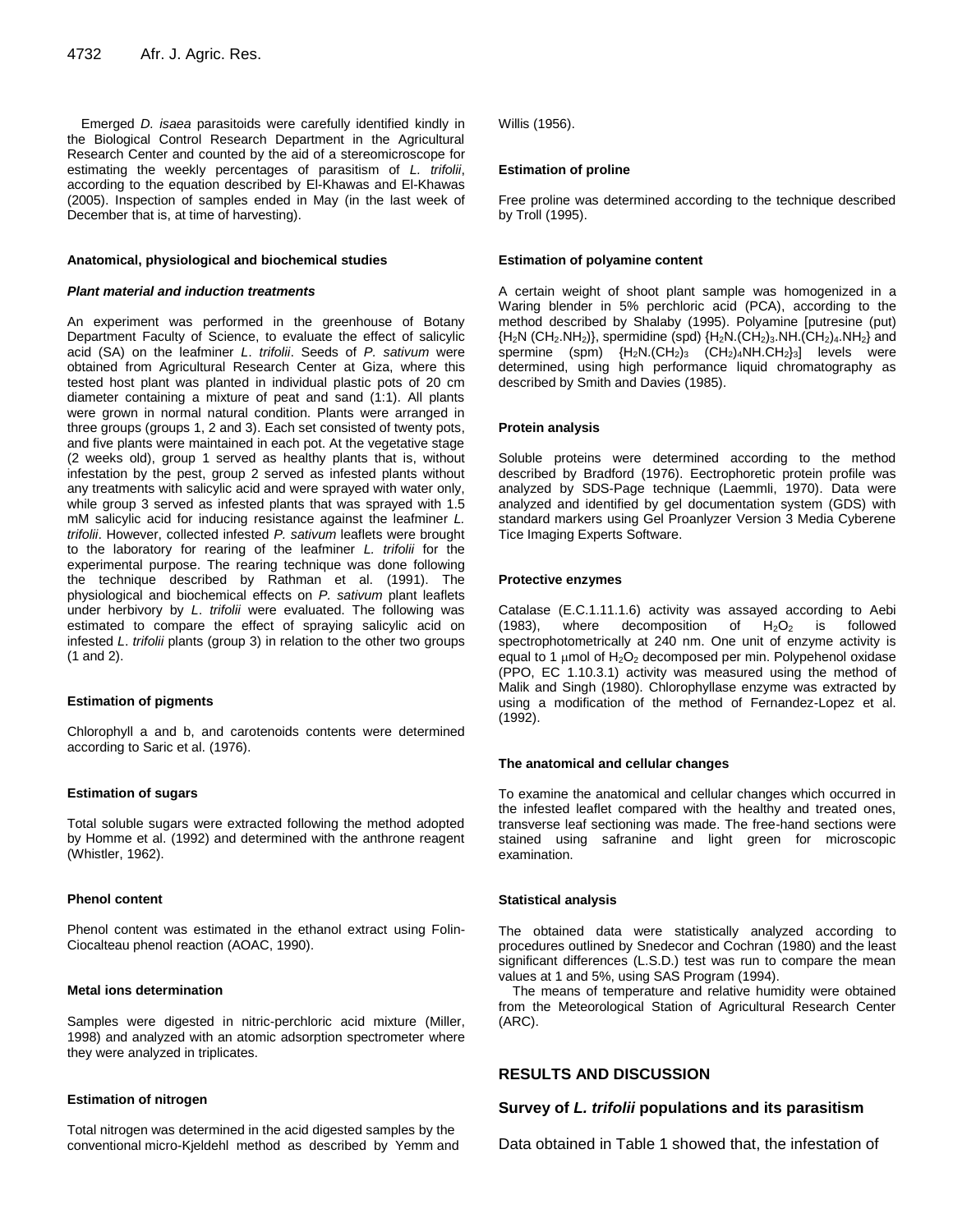Emerged *D. isaea* parasitoids were carefully identified kindly in the Biological Control Research Department in the Agricultural Research Center and counted by the aid of a stereomicroscope for estimating the weekly percentages of parasitism of *L. trifolii*, according to the equation described by El-Khawas and El-Khawas (2005). Inspection of samples ended in May (in the last week of December that is, at time of harvesting).

#### Anatomical, physiological and biochemical studies

##### *Plant material and induction treatments*

An experiment was performed in the greenhouse of Botany Department Faculty of Science, to evaluate the effect of salicylic acid (SA) on the leafminer *L. trifolii*. Seeds of *P. sativum* were obtained from Agricultural Research Center at Giza, where this tested host plant was planted in individual plastic pots of 20 cm diameter containing a mixture of peat and sand (1:1). All plants were grown in normal natural condition. Plants were arranged in three groups (groups 1, 2 and 3). Each set consisted of twenty pots, and five plants were maintained in each pot. At the vegetative stage (2 weeks old), group 1 served as healthy plants that is, without infestation by the pest, group 2 served as infested plants without any treatments with salicylic acid and were sprayed with water only, while group 3 served as infested plants that was sprayed with 1.5 mM salicylic acid for inducing resistance against the leafminer *L. trifolii*. However, collected infested *P. sativum* leaflets were brought to the laboratory for rearing of the leafminer *L. trifolii* for the experimental purpose. The rearing technique was done following the technique described by Rathman et al. (1991). The physiological and biochemical effects on *P. sativum* plant leaflets under herbivory by *L. trifolii* were evaluated. The following was estimated to compare the effect of spraying salicylic acid on infested *L. trifolii* plants (group 3) in relation to the other two groups (1 and 2).

#### Estimation of pigments

Chlorophyll a and b, and carotenoids contents were determined according to Saric et al. (1976).

#### Estimation of sugars

Total soluble sugars were extracted following the method adopted by Homme et al. (1992) and determined with the anthrone reagent (Whistler, 1962).

#### Phenol content

Phenol content was estimated in the ethanol extract using Folin-Ciocalteau phenol reaction (AOAC, 1990).

#### Metal ions determination

Samples were digested in nitric-perchloric acid mixture (Miller, 1998) and analyzed with an atomic adsorption spectrometer where they were analyzed in triplicates.

#### Estimation of nitrogen

Total nitrogen was determined in the acid digested samples by the conventional micro-Kjeldehl method as described by Yemm and Willis (1956).

#### Estimation of proline

Free proline was determined according to the technique described by Troll (1995).

#### Estimation of polyamine content

A certain weight of shoot plant sample was homogenized in a Waring blender in 5% perchloric acid (PCA), according to the method described by Shalaby (1995). Polyamine [putresine (put) {$H_2N(CH_2.NH_2)$}, spermidine (spd) {$H_2N.(CH_2)_3.NH.(CH_2)_4.NH_2$} and spermine (spm) {$H_2N.(CH_2)_3$ $(CH_2)_4NH.CH_2$}$_3$] levels were determined, using high performance liquid chromatography as described by Smith and Davies (1985).

#### Protein analysis

Soluble proteins were determined according to the method described by Bradford (1976). Eectrophoretic protein profile was analyzed by SDS-Page technique (Laemmli, 1970). Data were analyzed and identified by gel documentation system (GDS) with standard markers using Gel Proanlyzer Version 3 Media Cyberene Tice Imaging Experts Software.

#### Protective enzymes

Catalase (E.C.1.11.1.6) activity was assayed according to Aebi (1983), where decomposition of $H_2O_2$ is followed spectrophotometrically at 240 nm. One unit of enzyme activity is equal to 1 $\mu$mol of $H_2O_2$ decomposed per min. Polypehenol oxidase (PPO, EC 1.10.3.1) activity was measured using the method of Malik and Singh (1980). Chlorophyllase enzyme was extracted by using a modification of the method of Fernandez-Lopez et al. (1992).

#### The anatomical and cellular changes

To examine the anatomical and cellular changes which occurred in the infested leaflet compared with the healthy and treated ones, transverse leaf sectioning was made. The free-hand sections were stained using safranine and light green for microscopic examination.

#### Statistical analysis

The obtained data were statistically analyzed according to procedures outlined by Snedecor and Cochran (1980) and the least significant differences (L.S.D.) test was run to compare the mean values at 1 and 5%, using SAS Program (1994).

The means of temperature and relative humidity were obtained from the Meteorological Station of Agricultural Research Center (ARC).

## RESULTS AND DISCUSSION

### Survey of *L. trifolii* populations and its parasitism

Data obtained in Table 1 showed that, the infestation of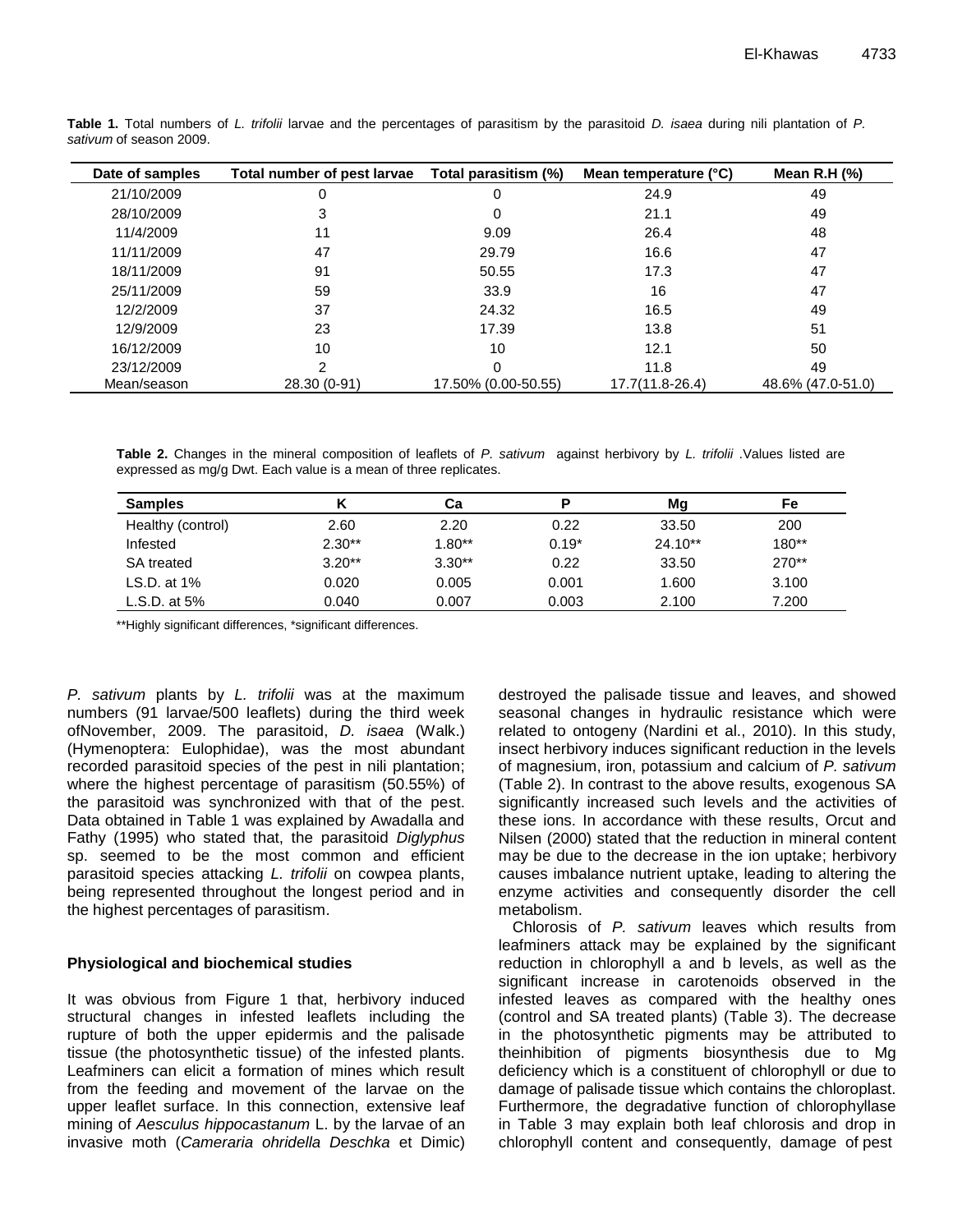**Table 1.** Total numbers of *L. trifolii* larvae and the percentages of parasitism by the parasitoid *D. isaea* during nili plantation of *P. sativum* of season 2009.

| Date of samples | Total number of pest larvae | Total parasitism (%) | Mean temperature (°C) | Mean R.H (%) |
|---|---|---|---|---|
| 21/10/2009 | 0 | 0 | 24.9 | 49 |
| 28/10/2009 | 3 | 0 | 21.1 | 49 |
| 11/4/2009 | 11 | 9.09 | 26.4 | 48 |
| 11/11/2009 | 47 | 29.79 | 16.6 | 47 |
| 18/11/2009 | 91 | 50.55 | 17.3 | 47 |
| 25/11/2009 | 59 | 33.9 | 16 | 47 |
| 12/2/2009 | 37 | 24.32 | 16.5 | 49 |
| 12/9/2009 | 23 | 17.39 | 13.8 | 51 |
| 16/12/2009 | 10 | 10 | 12.1 | 50 |
| 23/12/2009 | 2 | 0 | 11.8 | 49 |
| Mean/season | 28.30 (0-91) | 17.50% (0.00-50.55) | 17.7(11.8-26.4) | 48.6% (47.0-51.0) |

**Table 2.** Changes in the mineral composition of leaflets of *P. sativum* against herbivory by *L. trifolii* .Values listed are expressed as mg/g Dwt. Each value is a mean of three replicates.

| Samples | K | Ca | P | Mg | Fe |
|---|---|---|---|---|---|
| Healthy (control) | 2.60 | 2.20 | 0.22 | 33.50 | 200 |
| Infested | 2.30** | 1.80** | 0.19* | 24.10** | 180** |
| SA treated | 3.20** | 3.30** | 0.22 | 33.50 | 270** |
| LS.D. at 1% | 0.020 | 0.005 | 0.001 | 1.600 | 3.100 |
| L.S.D. at 5% | 0.040 | 0.007 | 0.003 | 2.100 | 7.200 |

**Highly significant differences, *significant differences.

*P. sativum* plants by *L. trifolii* was at the maximum numbers (91 larvae/500 leaflets) during the third week ofNovember, 2009. The parasitoid, *D. isaea* (Walk.) (Hymenoptera: Eulophidae), was the most abundant recorded parasitoid species of the pest in nili plantation; where the highest percentage of parasitism (50.55%) of the parasitoid was synchronized with that of the pest. Data obtained in Table 1 was explained by Awadalla and Fathy (1995) who stated that, the parasitoid *Diglyphus* sp. seemed to be the most common and efficient parasitoid species attacking *L. trifolii* on cowpea plants, being represented throughout the longest period and in the highest percentages of parasitism.

## Physiological and biochemical studies

It was obvious from Figure 1 that, herbivory induced structural changes in infested leaflets including the rupture of both the upper epidermis and the palisade tissue (the photosynthetic tissue) of the infested plants. Leafminers can elicit a formation of mines which result from the feeding and movement of the larvae on the upper leaflet surface. In this connection, extensive leaf mining of *Aesculus hippocastanum* L. by the larvae of an invasive moth (*Cameraria ohridella Deschka* et Dimic) destroyed the palisade tissue and leaves, and showed seasonal changes in hydraulic resistance which were related to ontogeny (Nardini et al., 2010). In this study, insect herbivory induces significant reduction in the levels of magnesium, iron, potassium and calcium of *P. sativum* (Table 2). In contrast to the above results, exogenous SA significantly increased such levels and the activities of these ions. In accordance with these results, Orcut and Nilsen (2000) stated that the reduction in mineral content may be due to the decrease in the ion uptake; herbivory causes imbalance nutrient uptake, leading to altering the enzyme activities and consequently disorder the cell metabolism.

Chlorosis of *P. sativum* leaves which results from leafminers attack may be explained by the significant reduction in chlorophyll a and b levels, as well as the significant increase in carotenoids observed in the infested leaves as compared with the healthy ones (control and SA treated plants) (Table 3). The decrease in the photosynthetic pigments may be attributed to theinhibition of pigments biosynthesis due to Mg deficiency which is a constituent of chlorophyll or due to damage of palisade tissue which contains the chloroplast. Furthermore, the degradative function of chlorophyllase in Table 3 may explain both leaf chlorosis and drop in chlorophyll content and consequently, damage of pest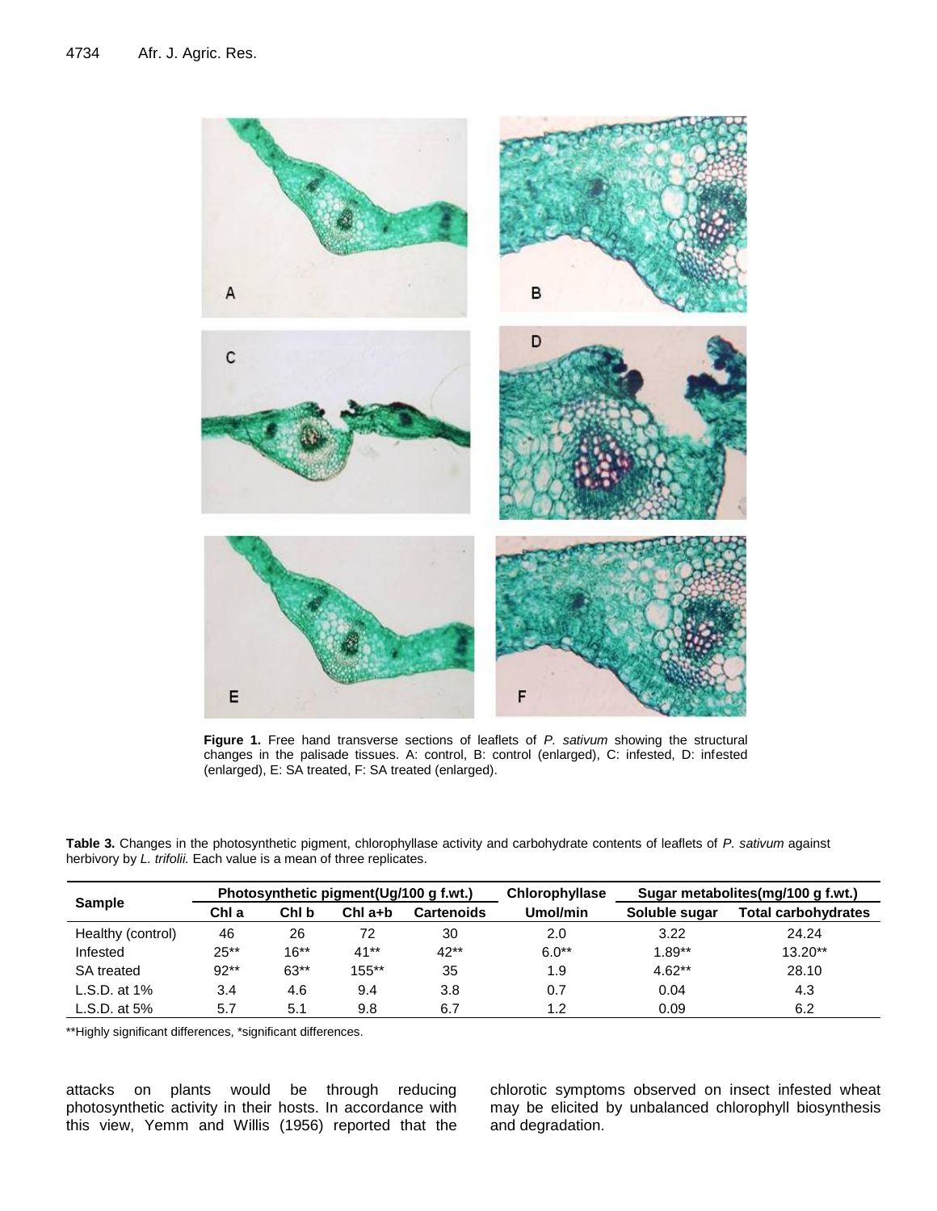**Figure 1.** Free hand transverse sections of leaflets of *P. sativum* showing the structural changes in the palisade tissues. A: control, B: control (enlarged), C: infested, D: infested (enlarged), E: SA treated, F: SA treated (enlarged).

**Table 3.** Changes in the photosynthetic pigment, chlorophyllase activity and carbohydrate contents of leaflets of *P. sativum* against herbivory by *L. trifolii*. Each value is a mean of three replicates.

| Sample | Photosynthetic pigment(Ug/100 g f.wt.) | | | | Chlorophyllase | Sugar metabolites(mg/100 g f.wt.) | |
|---|---|---|---|---|---|---|---|
| | Chl a | Chl b | Chl a+b | Cartenoids | Umol/min | Soluble sugar | Total carbohydrates |
| Healthy (control) | 46 | 26 | 72 | 30 | 2.0 | 3.22 | 24.24 |
| Infested | 25** | 16** | 41** | 42** | 6.0** | 1.89** | 13.20** |
| SA treated | 92** | 63** | 155** | 35 | 1.9 | 4.62** | 28.10 |
| L.S.D. at 1% | 3.4 | 4.6 | 9.4 | 3.8 | 0.7 | 0.04 | 4.3 |
| L.S.D. at 5% | 5.7 | 5.1 | 9.8 | 6.7 | 1.2 | 0.09 | 6.2 |

**Highly significant differences, *significant differences.

attacks on plants would be through reducing photosynthetic activity in their hosts. In accordance with this view, Yemm and Willis (1956) reported that the chlorotic symptoms observed on insect infested wheat may be elicited by unbalanced chlorophyll biosynthesis and degradation.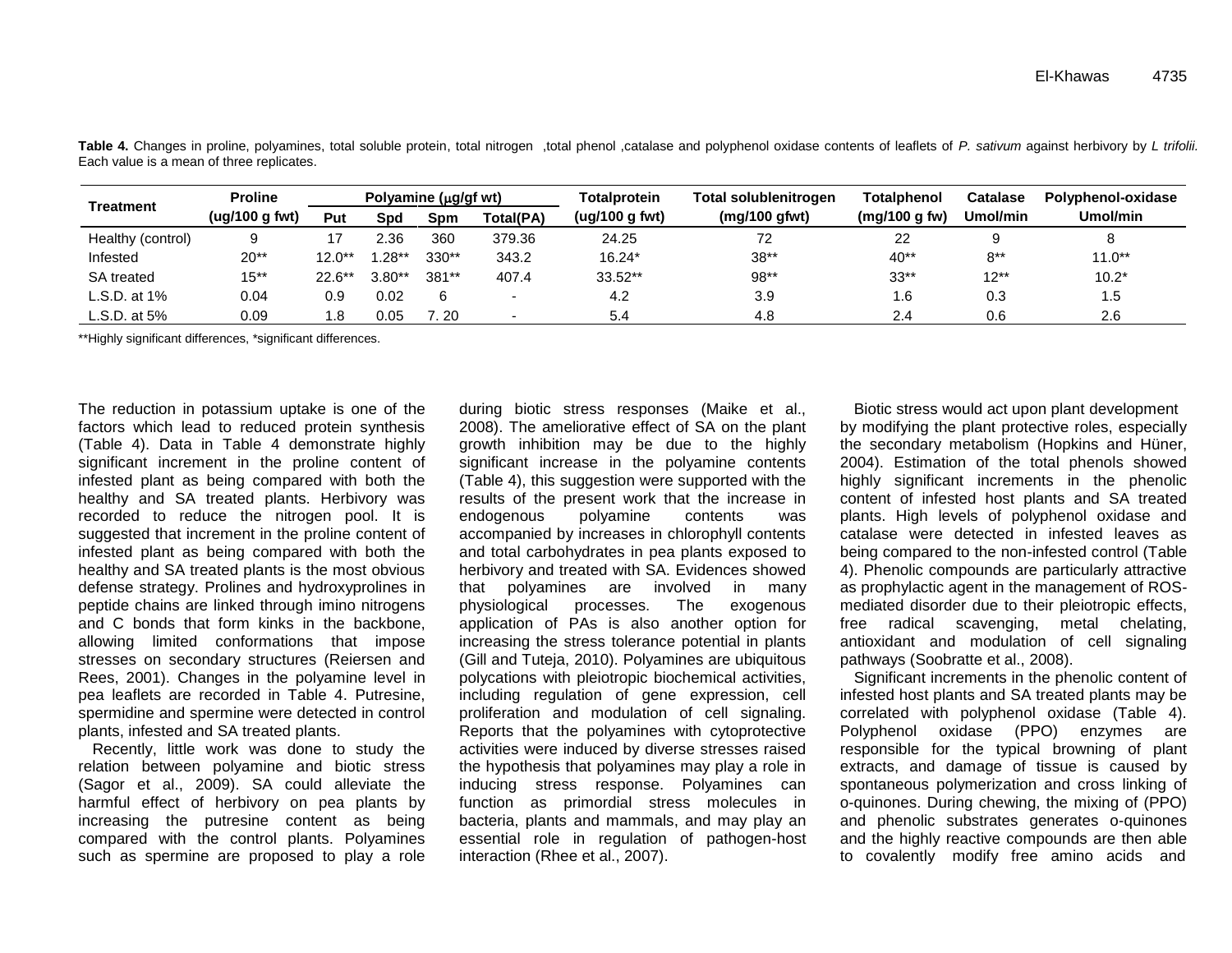**Table 4.** Changes in proline, polyamines, total soluble protein, total nitrogen ,total phenol ,catalase and polyphenol oxidase contents of leaflets of *P. sativum* against herbivory by *L trifolii.* Each value is a mean of three replicates.

| Treatment | Proline (ug/100 g fwt) | Polyamine (μg/gf wt) | | | | Totalprotein (ug/100 g fwt) | Total solublenitrogen (mg/100 gfwt) | Totalphenol (mg/100 g fw) | Catalase Umol/min | Polyphenol-oxidase Umol/min |
|---|---|---|---|---|---|---|---|---|---|---|
| | | Put | Spd | Spm | Total(PA) | | | | | |
| Healthy (control) | 9 | 17 | 2.36 | 360 | 379.36 | 24.25 | 72 | 22 | 9 | 8 |
| Infested | 20** | 12.0** | 1.28** | 330** | 343.2 | 16.24* | 38** | 40** | 8** | 11.0** |
| SA treated | 15** | 22.6** | 3.80** | 381** | 407.4 | 33.52** | 98** | 33** | 12** | 10.2* |
| L.S.D. at 1% | 0.04 | 0.9 | 0.02 | 6 | - | 4.2 | 3.9 | 1.6 | 0.3 | 1.5 |
| L.S.D. at 5% | 0.09 | 1.8 | 0.05 | 7. 20 | - | 5.4 | 4.8 | 2.4 | 0.6 | 2.6 |

**Highly significant differences, *significant differences.

The reduction in potassium uptake is one of the factors which lead to reduced protein synthesis (Table 4). Data in Table 4 demonstrate highly significant increment in the proline content of infested plant as being compared with both the healthy and SA treated plants. Herbivory was recorded to reduce the nitrogen pool. It is suggested that increment in the proline content of infested plant as being compared with both the healthy and SA treated plants is the most obvious defense strategy. Prolines and hydroxyprolines in peptide chains are linked through imino nitrogens and C bonds that form kinks in the backbone, allowing limited conformations that impose stresses on secondary structures (Reiersen and Rees, 2001). Changes in the polyamine level in pea leaflets are recorded in Table 4. Putresine, spermidine and spermine were detected in control plants, infested and SA treated plants.

Recently, little work was done to study the relation between polyamine and biotic stress (Sagor et al., 2009). SA could alleviate the harmful effect of herbivory on pea plants by increasing the putresine content as being compared with the control plants. Polyamines such as spermine are proposed to play a role during biotic stress responses (Maike et al., 2008). The ameliorative effect of SA on the plant growth inhibition may be due to the highly significant increase in the polyamine contents (Table 4), this suggestion were supported with the results of the present work that the increase in endogenous polyamine contents was accompanied by increases in chlorophyll contents and total carbohydrates in pea plants exposed to herbivory and treated with SA. Evidences showed that polyamines are involved in many physiological processes. The exogenous application of PAs is also another option for increasing the stress tolerance potential in plants (Gill and Tuteja, 2010). Polyamines are ubiquitous polycations with pleiotropic biochemical activities, including regulation of gene expression, cell proliferation and modulation of cell signaling. Reports that the polyamines with cytoprotective activities were induced by diverse stresses raised the hypothesis that polyamines may play a role in inducing stress response. Polyamines can function as primordial stress molecules in bacteria, plants and mammals, and may play an essential role in regulation of pathogen-host interaction (Rhee et al., 2007).

Biotic stress would act upon plant development by modifying the plant protective roles, especially the secondary metabolism (Hopkins and Hüner, 2004). Estimation of the total phenols showed highly significant increments in the phenolic content of infested host plants and SA treated plants. High levels of polyphenol oxidase and catalase were detected in infested leaves as being compared to the non-infested control (Table 4). Phenolic compounds are particularly attractive as prophylactic agent in the management of ROS-mediated disorder due to their pleiotropic effects, free radical scavenging, metal chelating, antioxidant and modulation of cell signaling pathways (Soobratte et al., 2008).

Significant increments in the phenolic content of infested host plants and SA treated plants may be correlated with polyphenol oxidase (Table 4). Polyphenol oxidase (PPO) enzymes are responsible for the typical browning of plant extracts, and damage of tissue is caused by spontaneous polymerization and cross linking of o-quinones. During chewing, the mixing of (PPO) and phenolic substrates generates o-quinones and the highly reactive compounds are then able to covalently modify free amino acids and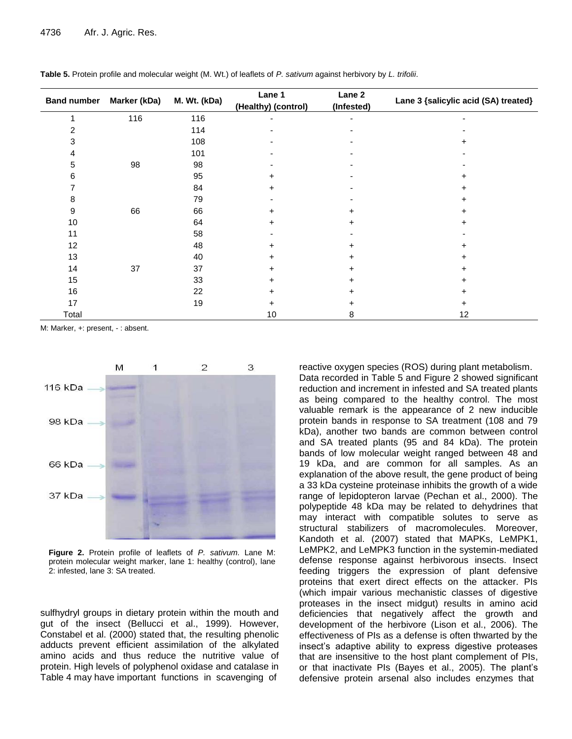**Table 5.** Protein profile and molecular weight (M. Wt.) of leaflets of *P. sativum* against herbivory by *L. trifolii*.

| Band number | Marker (kDa) | M. Wt. (kDa) | Lane 1 (Healthy) (control) | Lane 2 (Infested) | Lane 3 {salicylic acid (SA) treated} |
|---|---|---|---|---|---|
| 1 | 116 | 116 | - | - | - |
| 2 | | 114 | - | - | - |
| 3 | | 108 | - | - | + |
| 4 | | 101 | - | - | - |
| 5 | 98 | 98 | - | - | - |
| 6 | | 95 | + | - | + |
| 7 | | 84 | + | - | + |
| 8 | | 79 | - | - | + |
| 9 | 66 | 66 | + | + | + |
| 10 | | 64 | + | + | + |
| 11 | | 58 | - | - | - |
| 12 | | 48 | + | + | + |
| 13 | | 40 | + | + | + |
| 14 | 37 | 37 | + | + | + |
| 15 | | 33 | + | + | + |
| 16 | | 22 | + | + | + |
| 17 | | 19 | + | + | + |
| Total | | | 10 | 8 | 12 |

M: Marker, +: present, - : absent.

**Figure 2.** Protein profile of leaflets of *P. sativum*. Lane M: protein molecular weight marker, lane 1: healthy (control), lane 2: infested, lane 3: SA treated.

sulfhydryl groups in dietary protein within the mouth and gut of the insect (Bellucci et al., 1999). However, Constabel et al. (2000) stated that, the resulting phenolic adducts prevent efficient assimilation of the alkylated amino acids and thus reduce the nutritive value of protein. High levels of polyphenol oxidase and catalase in Table 4 may have important functions in scavenging of reactive oxygen species (ROS) during plant metabolism.

Data recorded in Table 5 and Figure 2 showed significant reduction and increment in infested and SA treated plants as being compared to the healthy control. The most valuable remark is the appearance of 2 new inducible protein bands in response to SA treatment (108 and 79 kDa), another two bands are common between control and SA treated plants (95 and 84 kDa). The protein bands of low molecular weight ranged between 48 and 19 kDa, and are common for all samples. As an explanation of the above result, the gene product of being a 33 kDa cysteine proteinase inhibits the growth of a wide range of lepidopteron larvae (Pechan et al., 2000). The polypeptide 48 kDa may be related to dehydrines that may interact with compatible solutes to serve as structural stabilizers of macromolecules. Moreover, Kandoth et al. (2007) stated that MAPKs, LeMPK1, LeMPK2, and LeMPK3 function in the systemin-mediated defense response against herbivorous insects. Insect feeding triggers the expression of plant defensive proteins that exert direct effects on the attacker. PIs (which impair various mechanistic classes of digestive proteases in the insect midgut) results in amino acid deficiencies that negatively affect the growth and development of the herbivore (Lison et al., 2006). The effectiveness of PIs as a defense is often thwarted by the insect's adaptive ability to express digestive proteases that are insensitive to the host plant complement of PIs, or that inactivate PIs (Bayes et al., 2005). The plant's defensive protein arsenal also includes enzymes that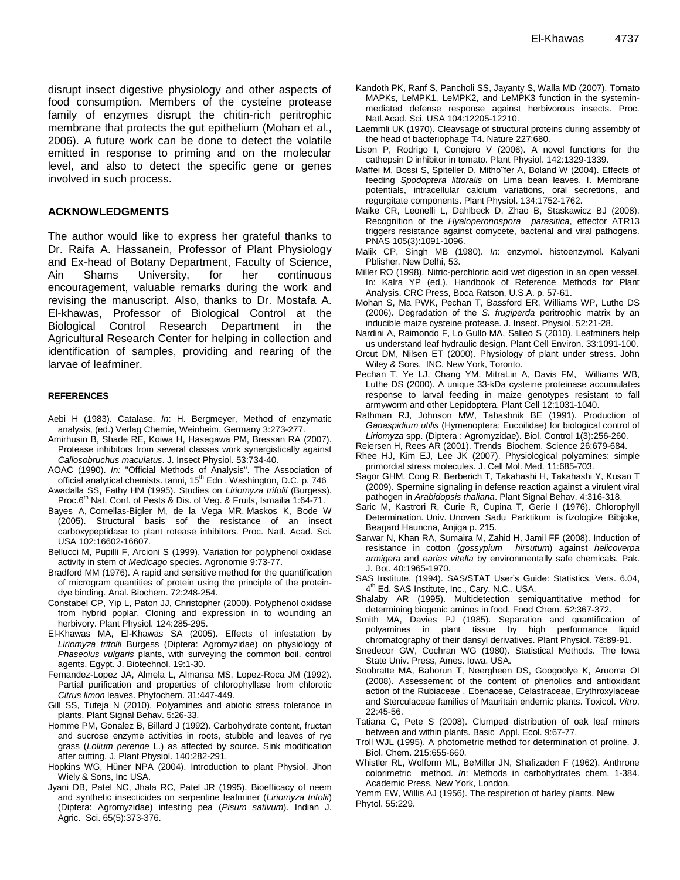disrupt insect digestive physiology and other aspects of food consumption. Members of the cysteine protease family of enzymes disrupt the chitin-rich peritrophic membrane that protects the gut epithelium (Mohan et al., 2006). A future work can be done to detect the volatile emitted in response to priming and on the molecular level, and also to detect the specific gene or genes involved in such process.

## ACKNOWLEDGMENTS

The author would like to express her grateful thanks to Dr. Raifa A. Hassanein, Professor of Plant Physiology and Ex-head of Botany Department, Faculty of Science, Ain Shams University, for her continuous encouragement, valuable remarks during the work and revising the manuscript. Also, thanks to Dr. Mostafa A. El-khawas, Professor of Biological Control at the Biological Control Research Department in the Agricultural Research Center for helping in collection and identification of samples, providing and rearing of the larvae of leafminer.

## REFERENCES

Aebi H (1983). Catalase. *In*: H. Bergmeyer, Method of enzymatic analysis, (ed.) Verlag Chemie, Weinheim, Germany 3:273-277.

Amirhusin B, Shade RE, Koiwa H, Hasegawa PM, Bressan RA (2007). Protease inhibitors from several classes work synergistically against *Callosobruchus maculatus*. J. Insect Physiol. 53:734-40.

AOAC (1990). *In:* "Official Methods of Analysis". The Association of official analytical chemists. tanni, 15th Edn . Washington, D.C. p. 746

Awadalla SS, Fathy HM (1995). Studies on *Liriomyza trifolii* (Burgess). Proc.6th Nat. Conf. of Pests & Dis. of Veg. & Fruits, Ismailia 1:64-71.

Bayes A, Comellas-Bigler M, de la Vega MR, Maskos K, Bode W (2005). Structural basis sof the resistance of an insect carboxypeptidase to plant rotease inhibitors. Proc. Natl. Acad. Sci. USA 102:16602-16607.

Bellucci M, Pupilli F, Arcioni S (1999). Variation for polyphenol oxidase activity in stem of *Medicago* species. Agronomie 9:73-77.

Bradford MM (1976). A rapid and sensitive method for the quantification of microgram quantities of protein using the principle of the protein-dye binding. Anal. Biochem. 72:248-254.

Constabel CP, Yip L, Paton JJ, Christopher (2000). Polyphenol oxidase from hybrid poplar. Cloning and expression in to wounding an herbivory. Plant Physiol. 124:285-295.

El-Khawas MA, El-Khawas SA (2005). Effects of infestation by *Liriomyza trifolii* Burgess (Diptera: Agromyzidae) on physiology of *Phaseolus vulgaris* plants, with surveying the common boil. control agents. Egypt. J. Biotechnol. 19:1-30.

Fernandez-Lopez JA, Almela L, Almansa MS, Lopez-Roca JM (1992). Partial purification and properties of chlorophyllase from chlorotic *Citrus limon* leaves. Phytochem. 31:447-449.

Gill SS, Tuteja N (2010). Polyamines and abiotic stress tolerance in plants. Plant Signal Behav. 5:26-33.

Homme PM, Gonalez B, Billard J (1992). Carbohydrate content, fructan and sucrose enzyme activities in roots, stubble and leaves of rye grass (*Lolium perenne* L.) as affected by source. Sink modification after cutting. J. Plant Physiol. 140:282-291.

Hopkins WG, Hüner NPA (2004). Introduction to plant Physiol. Jhon Wiely & Sons, Inc USA.

Jyani DB, Patel NC, Jhala RC, Patel JR (1995). Bioefficacy of neem and synthetic insecticides on serpentine leafminer (*Liriomyza trifolii*) (Diptera: Agromyzidae) infesting pea (*Pisum sativum*). Indian J. Agric. Sci. 65(5):373-376.

Kandoth PK, Ranf S, Pancholi SS, Jayanty S, Walla MD (2007). Tomato MAPKs, LeMPK1, LeMPK2, and LeMPK3 function in the systemin-mediated defense response against herbivorous insects. Proc. Natl.Acad. Sci. USA 104:12205-12210.

Laemmli UK (1970). Cleavsage of structural proteins during assembly of the head of bacteriophage T4. Nature 227:680.

Lison P, Rodrigo I, Conejero V (2006). A novel functions for the cathepsin D inhibitor in tomato. Plant Physiol. 142:1329-1339.

Maffei M, Bossi S, Spiteller D, Mitho¨fer A, Boland W (2004). Effects of feeding *Spodoptera littoralis* on Lima bean leaves. I. Membrane potentials, intracellular calcium variations, oral secretions, and regurgitate components. Plant Physiol. 134:1752-1762.

Maike CR, Leonelli L, Dahlbeck D, Zhao B, Staskawicz BJ (2008). Recognition of the *Hyaloperonospora parasitica*, effector ATR13 triggers resistance against oomycete, bacterial and viral pathogens. PNAS 105(3):1091-1096.

Malik CP, Singh MB (1980). *In*: enzymol. histoenzymol. Kalyani Pblisher, New Delhi, 53.

Miller RO (1998). Nitric-perchloric acid wet digestion in an open vessel. In: Kalra YP (ed.), Handbook of Reference Methods for Plant Analysis. CRC Press, Boca Ratson, U.S.A. p. 57-61.

Mohan S, Ma PWK, Pechan T, Bassford ER, Williams WP, Luthe DS (2006). Degradation of the *S. frugiperda* peritrophic matrix by an inducible maize cysteine protease. J. Insect. Physiol. 52:21-28.

Nardini A, Raimondo F, Lo Gullo MA, Salleo S (2010). Leafminers help us understand leaf hydraulic design. Plant Cell Environ. 33:1091-100.

Orcut DM, Nilsen ET (2000). Physiology of plant under stress. John Wiley & Sons, INC. New York, Toronto.

Pechan T, Ye LJ, Chang YM, MitraLin A, Davis FM, Williams WB, Luthe DS (2000). A unique 33-kDa cysteine proteinase accumulates response to larval feeding in maize genotypes resistant to fall armyworm and other Lepidoptera. Plant Cell 12:1031-1040.

Rathman RJ, Johnson MW, Tabashnik BE (1991). Production of *Ganaspidium utilis* (Hymenoptera: Eucoilidae) for biological control of *Liriomyza* spp. (Diptera : Agromyzidae). Biol. Control 1(3):256-260.

Reiersen H, Rees AR (2001). Trends Biochem*.* Science 26:679-684.

Rhee HJ, Kim EJ, Lee JK (2007). Physiological polyamines: simple primordial stress molecules. J. Cell Mol. Med. 11:685-703.

Sagor GHM, Cong R, Berberich T, Takahashi H, Takahashi Y, Kusan T (2009). Spermine signaling in defense reaction against a virulent viral pathogen in *Arabidopsis thaliana*. Plant Signal Behav. 4:316-318.

Saric M, Kastrori R, Curie R, Cupina T, Gerie I (1976). Chlorophyll Determination. Univ. Unoven Sadu Parktikum is fizologize Bibjoke, Beagard Hauncna, Anjiga p. 215.

Sarwar N, Khan RA, Sumaira M, Zahid H, Jamil FF (2008). Induction of resistance in cotton (*gossypium hirsutum*) against *helicoverpa armigera* and *earias vitella* by environmentally safe chemicals. Pak. J. Bot. 40:1965-1970.

SAS Institute. (1994). SAS/STAT User's Guide: Statistics. Vers. 6.04, 4th Ed. SAS Institute, Inc., Cary, N.C., USA.

Shalaby AR (1995). Multidetection semiquantitative method for determining biogenic amines in food. Food Chem. *52*:367-372.

Smith MA, Davies PJ (1985). Separation and quantification of polyamines in plant tissue by high performance liquid chromatography of their dansyl derivatives. Plant Physiol. 78:89-91.

Snedecor GW, Cochran WG (1980). Statistical Methods. The Iowa State Univ. Press, Ames. Iowa. USA.

Soobratte MA, Bahorun T, Neergheen DS, Googoolye K, Aruoma OI (2008). Assessement of the content of phenolics and antioxidant action of the Rubiaceae , Ebenaceae, Celastraceae, Erythroxylaceae and Sterculaceae families of Mauritain endemic plants. Toxicol. *Vitro*. 22:45-56.

Tatiana C, Pete S (2008). Clumped distribution of oak leaf miners between and within plants. Basic Appl. Ecol. 9:67-77.

Troll WJL (1995). A photometric method for determination of proline. J. Biol. Chem. 215:655-660.

Whistler RL, Wolform ML, BeMiller JN, Shafizaden F (1962). Anthrone colorimetric method. *In*: Methods in carbohydrates chem. 1-384. Academic Press, New York, London.

Yemm EW, Willis AJ (1956). The respiretion of barley plants. New Phytol. 55:229.